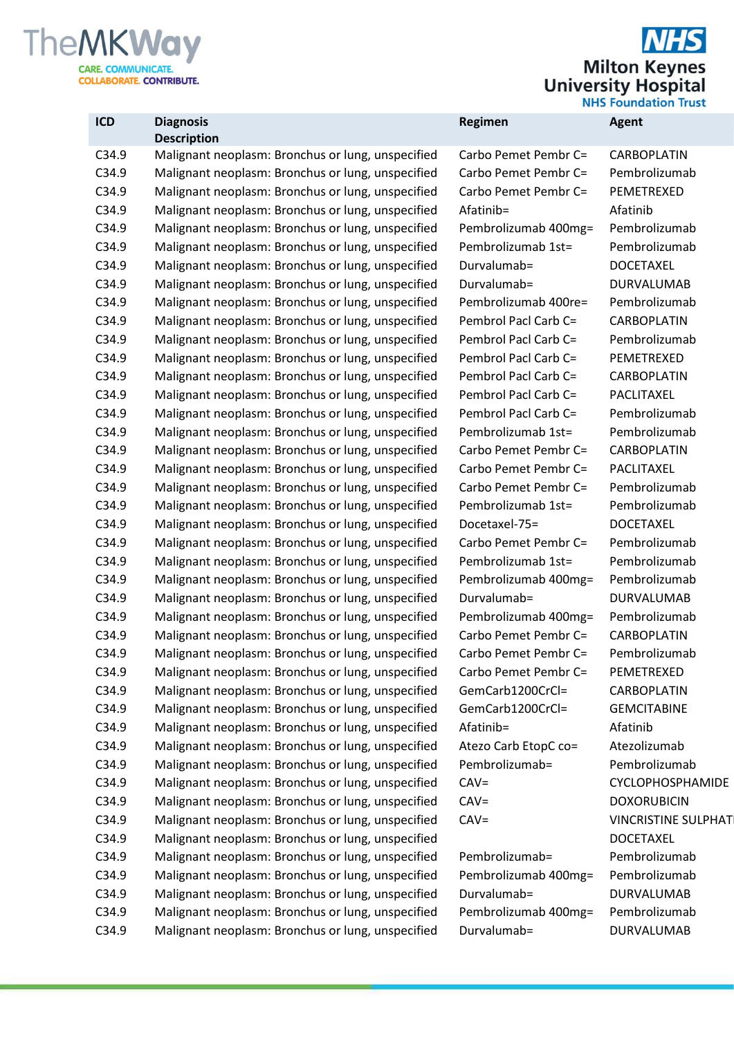| ICD | Diagnosis Description | Regimen | Agent |
|---|---|---|---|
| C34.9 | Malignant neoplasm: Bronchus or lung, unspecified | Carbo Pemet Pembr C= | CARBOPLATIN |
| C34.9 | Malignant neoplasm: Bronchus or lung, unspecified | Carbo Pemet Pembr C= | Pembrolizumab |
| C34.9 | Malignant neoplasm: Bronchus or lung, unspecified | Carbo Pemet Pembr C= | PEMETREXED |
| C34.9 | Malignant neoplasm: Bronchus or lung, unspecified | Afatinib= | Afatinib |
| C34.9 | Malignant neoplasm: Bronchus or lung, unspecified | Pembrolizumab 400mg= | Pembrolizumab |
| C34.9 | Malignant neoplasm: Bronchus or lung, unspecified | Pembrolizumab 1st= | Pembrolizumab |
| C34.9 | Malignant neoplasm: Bronchus or lung, unspecified | Durvalumab= | DOCETAXEL |
| C34.9 | Malignant neoplasm: Bronchus or lung, unspecified | Durvalumab= | DURVALUMAB |
| C34.9 | Malignant neoplasm: Bronchus or lung, unspecified | Pembrolizumab 400re= | Pembrolizumab |
| C34.9 | Malignant neoplasm: Bronchus or lung, unspecified | Pembrol Pacl Carb C= | CARBOPLATIN |
| C34.9 | Malignant neoplasm: Bronchus or lung, unspecified | Pembrol Pacl Carb C= | Pembrolizumab |
| C34.9 | Malignant neoplasm: Bronchus or lung, unspecified | Pembrol Pacl Carb C= | PEMETREXED |
| C34.9 | Malignant neoplasm: Bronchus or lung, unspecified | Pembrol Pacl Carb C= | CARBOPLATIN |
| C34.9 | Malignant neoplasm: Bronchus or lung, unspecified | Pembrol Pacl Carb C= | PACLITAXEL |
| C34.9 | Malignant neoplasm: Bronchus or lung, unspecified | Pembrol Pacl Carb C= | Pembrolizumab |
| C34.9 | Malignant neoplasm: Bronchus or lung, unspecified | Pembrolizumab 1st= | Pembrolizumab |
| C34.9 | Malignant neoplasm: Bronchus or lung, unspecified | Carbo Pemet Pembr C= | CARBOPLATIN |
| C34.9 | Malignant neoplasm: Bronchus or lung, unspecified | Carbo Pemet Pembr C= | PACLITAXEL |
| C34.9 | Malignant neoplasm: Bronchus or lung, unspecified | Carbo Pemet Pembr C= | Pembrolizumab |
| C34.9 | Malignant neoplasm: Bronchus or lung, unspecified | Pembrolizumab 1st= | Pembrolizumab |
| C34.9 | Malignant neoplasm: Bronchus or lung, unspecified | Docetaxel-75= | DOCETAXEL |
| C34.9 | Malignant neoplasm: Bronchus or lung, unspecified | Carbo Pemet Pembr C= | Pembrolizumab |
| C34.9 | Malignant neoplasm: Bronchus or lung, unspecified | Pembrolizumab 1st= | Pembrolizumab |
| C34.9 | Malignant neoplasm: Bronchus or lung, unspecified | Pembrolizumab 400mg= | Pembrolizumab |
| C34.9 | Malignant neoplasm: Bronchus or lung, unspecified | Durvalumab= | DURVALUMAB |
| C34.9 | Malignant neoplasm: Bronchus or lung, unspecified | Pembrolizumab 400mg= | Pembrolizumab |
| C34.9 | Malignant neoplasm: Bronchus or lung, unspecified | Carbo Pemet Pembr C= | CARBOPLATIN |
| C34.9 | Malignant neoplasm: Bronchus or lung, unspecified | Carbo Pemet Pembr C= | Pembrolizumab |
| C34.9 | Malignant neoplasm: Bronchus or lung, unspecified | Carbo Pemet Pembr C= | PEMETREXED |
| C34.9 | Malignant neoplasm: Bronchus or lung, unspecified | GemCarb1200CrCl= | CARBOPLATIN |
| C34.9 | Malignant neoplasm: Bronchus or lung, unspecified | GemCarb1200CrCl= | GEMCITABINE |
| C34.9 | Malignant neoplasm: Bronchus or lung, unspecified | Afatinib= | Afatinib |
| C34.9 | Malignant neoplasm: Bronchus or lung, unspecified | Atezo Carb EtopC co= | Atezolizumab |
| C34.9 | Malignant neoplasm: Bronchus or lung, unspecified | Pembrolizumab= | Pembrolizumab |
| C34.9 | Malignant neoplasm: Bronchus or lung, unspecified | CAV= | CYCLOPHOSPHAMIDE |
| C34.9 | Malignant neoplasm: Bronchus or lung, unspecified | CAV= | DOXORUBICIN |
| C34.9 | Malignant neoplasm: Bronchus or lung, unspecified | CAV= | VINCRISTINE SULPHAT |
| C34.9 | Malignant neoplasm: Bronchus or lung, unspecified | | DOCETAXEL |
| C34.9 | Malignant neoplasm: Bronchus or lung, unspecified | Pembrolizumab= | Pembrolizumab |
| C34.9 | Malignant neoplasm: Bronchus or lung, unspecified | Pembrolizumab 400mg= | Pembrolizumab |
| C34.9 | Malignant neoplasm: Bronchus or lung, unspecified | Durvalumab= | DURVALUMAB |
| C34.9 | Malignant neoplasm: Bronchus or lung, unspecified | Pembrolizumab 400mg= | Pembrolizumab |
| C34.9 | Malignant neoplasm: Bronchus or lung, unspecified | Durvalumab= | DURVALUMAB |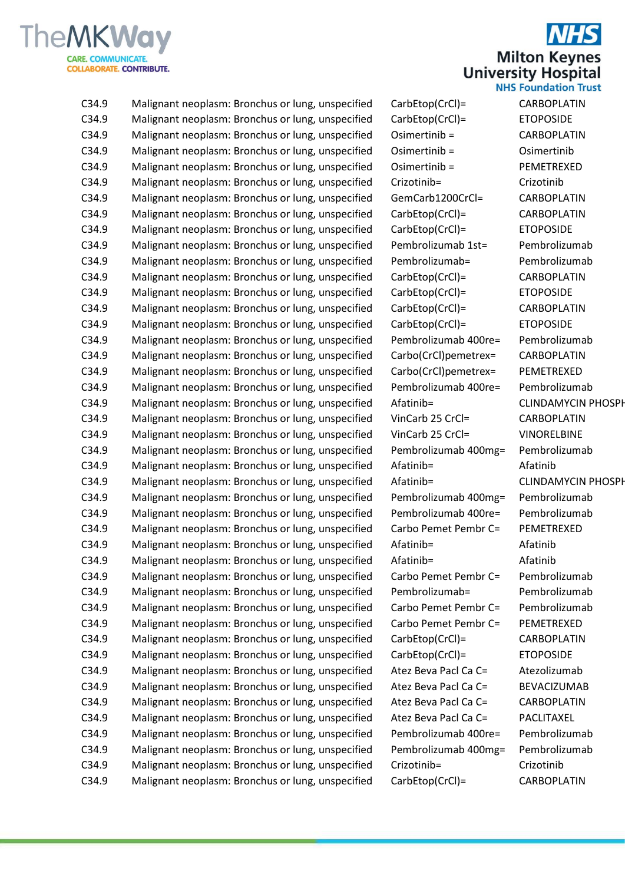| | | | |
|---|---|---|---|
| C34.9 | Malignant neoplasm: Bronchus or lung, unspecified | CarbEtop(CrCl)= | CARBOPLATIN |
| C34.9 | Malignant neoplasm: Bronchus or lung, unspecified | CarbEtop(CrCl)= | ETOPOSIDE |
| C34.9 | Malignant neoplasm: Bronchus or lung, unspecified | Osimertinib = | CARBOPLATIN |
| C34.9 | Malignant neoplasm: Bronchus or lung, unspecified | Osimertinib = | Osimertinib |
| C34.9 | Malignant neoplasm: Bronchus or lung, unspecified | Osimertinib = | PEMETREXED |
| C34.9 | Malignant neoplasm: Bronchus or lung, unspecified | Crizotinib= | Crizotinib |
| C34.9 | Malignant neoplasm: Bronchus or lung, unspecified | GemCarb1200CrCl= | CARBOPLATIN |
| C34.9 | Malignant neoplasm: Bronchus or lung, unspecified | CarbEtop(CrCl)= | CARBOPLATIN |
| C34.9 | Malignant neoplasm: Bronchus or lung, unspecified | CarbEtop(CrCl)= | ETOPOSIDE |
| C34.9 | Malignant neoplasm: Bronchus or lung, unspecified | Pembrolizumab 1st= | Pembrolizumab |
| C34.9 | Malignant neoplasm: Bronchus or lung, unspecified | Pembrolizumab= | Pembrolizumab |
| C34.9 | Malignant neoplasm: Bronchus or lung, unspecified | CarbEtop(CrCl)= | CARBOPLATIN |
| C34.9 | Malignant neoplasm: Bronchus or lung, unspecified | CarbEtop(CrCl)= | ETOPOSIDE |
| C34.9 | Malignant neoplasm: Bronchus or lung, unspecified | CarbEtop(CrCl)= | CARBOPLATIN |
| C34.9 | Malignant neoplasm: Bronchus or lung, unspecified | CarbEtop(CrCl)= | ETOPOSIDE |
| C34.9 | Malignant neoplasm: Bronchus or lung, unspecified | Pembrolizumab 400re= | Pembrolizumab |
| C34.9 | Malignant neoplasm: Bronchus or lung, unspecified | Carbo(CrCl)pemetrex= | CARBOPLATIN |
| C34.9 | Malignant neoplasm: Bronchus or lung, unspecified | Carbo(CrCl)pemetrex= | PEMETREXED |
| C34.9 | Malignant neoplasm: Bronchus or lung, unspecified | Pembrolizumab 400re= | Pembrolizumab |
| C34.9 | Malignant neoplasm: Bronchus or lung, unspecified | Afatinib= | CLINDAMYCIN PHOSPH |
| C34.9 | Malignant neoplasm: Bronchus or lung, unspecified | VinCarb 25 CrCl= | CARBOPLATIN |
| C34.9 | Malignant neoplasm: Bronchus or lung, unspecified | VinCarb 25 CrCl= | VINORELBINE |
| C34.9 | Malignant neoplasm: Bronchus or lung, unspecified | Pembrolizumab 400mg= | Pembrolizumab |
| C34.9 | Malignant neoplasm: Bronchus or lung, unspecified | Afatinib= | Afatinib |
| C34.9 | Malignant neoplasm: Bronchus or lung, unspecified | Afatinib= | CLINDAMYCIN PHOSPH |
| C34.9 | Malignant neoplasm: Bronchus or lung, unspecified | Pembrolizumab 400mg= | Pembrolizumab |
| C34.9 | Malignant neoplasm: Bronchus or lung, unspecified | Pembrolizumab 400re= | Pembrolizumab |
| C34.9 | Malignant neoplasm: Bronchus or lung, unspecified | Carbo Pemet Pembr C= | PEMETREXED |
| C34.9 | Malignant neoplasm: Bronchus or lung, unspecified | Afatinib= | Afatinib |
| C34.9 | Malignant neoplasm: Bronchus or lung, unspecified | Afatinib= | Afatinib |
| C34.9 | Malignant neoplasm: Bronchus or lung, unspecified | Carbo Pemet Pembr C= | Pembrolizumab |
| C34.9 | Malignant neoplasm: Bronchus or lung, unspecified | Pembrolizumab= | Pembrolizumab |
| C34.9 | Malignant neoplasm: Bronchus or lung, unspecified | Carbo Pemet Pembr C= | Pembrolizumab |
| C34.9 | Malignant neoplasm: Bronchus or lung, unspecified | Carbo Pemet Pembr C= | PEMETREXED |
| C34.9 | Malignant neoplasm: Bronchus or lung, unspecified | CarbEtop(CrCl)= | CARBOPLATIN |
| C34.9 | Malignant neoplasm: Bronchus or lung, unspecified | CarbEtop(CrCl)= | ETOPOSIDE |
| C34.9 | Malignant neoplasm: Bronchus or lung, unspecified | Atez Beva Pacl Ca C= | Atezolizumab |
| C34.9 | Malignant neoplasm: Bronchus or lung, unspecified | Atez Beva Pacl Ca C= | BEVACIZUMAB |
| C34.9 | Malignant neoplasm: Bronchus or lung, unspecified | Atez Beva Pacl Ca C= | CARBOPLATIN |
| C34.9 | Malignant neoplasm: Bronchus or lung, unspecified | Atez Beva Pacl Ca C= | PACLITAXEL |
| C34.9 | Malignant neoplasm: Bronchus or lung, unspecified | Pembrolizumab 400re= | Pembrolizumab |
| C34.9 | Malignant neoplasm: Bronchus or lung, unspecified | Pembrolizumab 400mg= | Pembrolizumab |
| C34.9 | Malignant neoplasm: Bronchus or lung, unspecified | Crizotinib= | Crizotinib |
| C34.9 | Malignant neoplasm: Bronchus or lung, unspecified | CarbEtop(CrCl)= | CARBOPLATIN |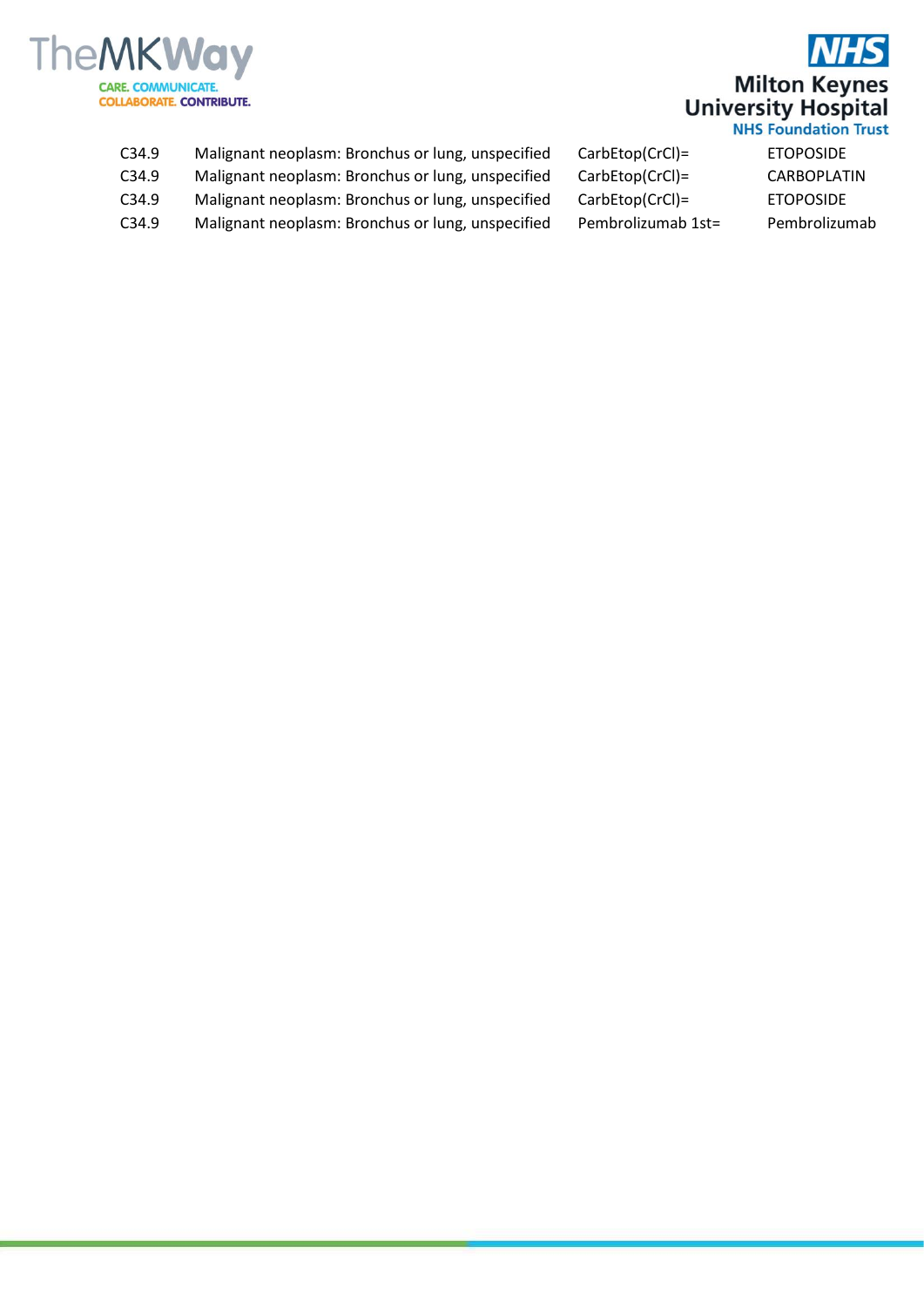| | | | |
|---|---|---|---|
| C34.9 | Malignant neoplasm: Bronchus or lung, unspecified | CarbEtop(CrCl)= | ETOPOSIDE |
| C34.9 | Malignant neoplasm: Bronchus or lung, unspecified | CarbEtop(CrCl)= | CARBOPLATIN |
| C34.9 | Malignant neoplasm: Bronchus or lung, unspecified | CarbEtop(CrCl)= | ETOPOSIDE |
| C34.9 | Malignant neoplasm: Bronchus or lung, unspecified | Pembrolizumab 1st= | Pembrolizumab |